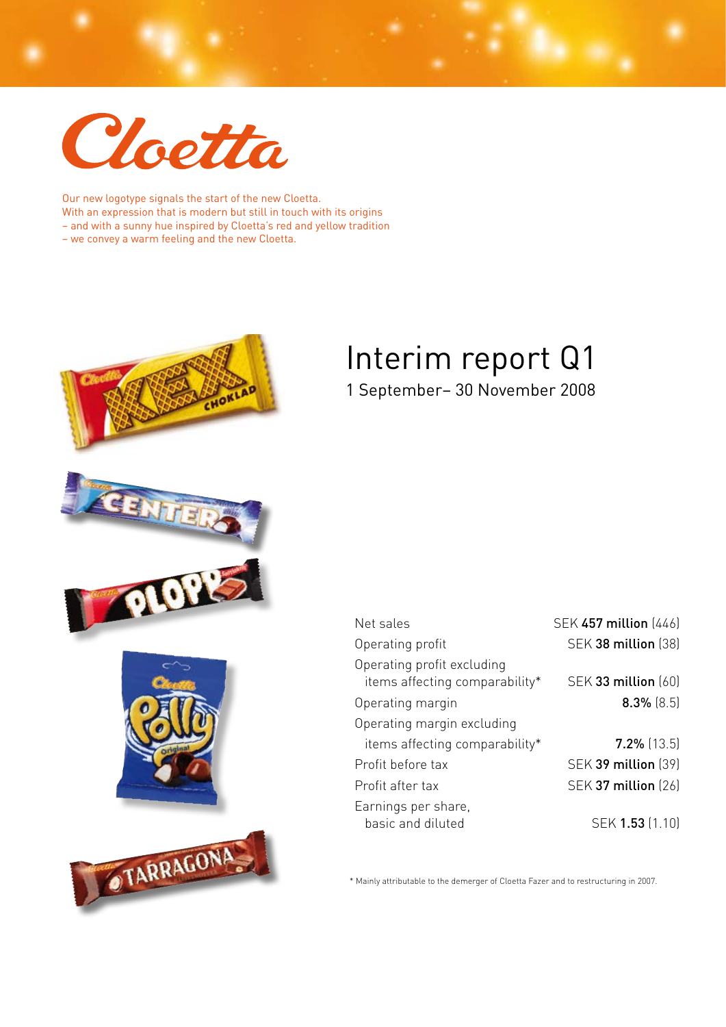Cloetta

Our new logotype signals the start of the new Cloetta.
With an expression that is modern but still in touch with its origins
– and with a sunny hue inspired by Cloetta's red and yellow tradition
– we convey a warm feeling and the new Cloetta.

# Interim report Q1

1 September– 30 November 2008

| | |
|---|---|
| Net sales | SEK **457 million** (446) |
| Operating profit | SEK **38 million** (38) |
| Operating profit excluding items affecting comparability* | SEK **33 million** (60) |
| Operating margin | **8.3%** (8.5) |
| Operating margin excluding items affecting comparability* | **7.2%** (13.5) |
| Profit before tax | SEK **39 million** (39) |
| Profit after tax | SEK **37 million** (26) |
| Earnings per share, basic and diluted | SEK **1.53** (1.10) |

* Mainly attributable to the demerger of Cloetta Fazer and to restructuring in 2007.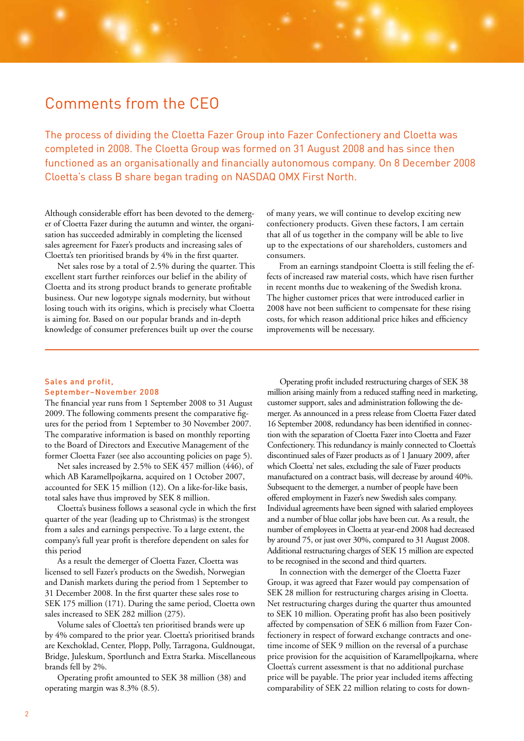# Comments from the CEO

The process of dividing the Cloetta Fazer Group into Fazer Confectionery and Cloetta was completed in 2008. The Cloetta Group was formed on 31 August 2008 and has since then functioned as an organisationally and financially autonomous company. On 8 December 2008 Cloetta's class B share began trading on NASDAQ OMX First North.

Although considerable effort has been devoted to the demerger of Cloetta Fazer during the autumn and winter, the organisation has succeeded admirably in completing the licensed sales agreement for Fazer's products and increasing sales of Cloetta's ten prioritised brands by 4% in the first quarter.

Net sales rose by a total of 2.5% during the quarter. This excellent start further reinforces our belief in the ability of Cloetta and its strong product brands to generate profitable business. Our new logotype signals modernity, but without losing touch with its origins, which is precisely what Cloetta is aiming for. Based on our popular brands and in-depth knowledge of consumer preferences built up over the course of many years, we will continue to develop exciting new confectionery products. Given these factors, I am certain that all of us together in the company will be able to live up to the expectations of our shareholders, customers and consumers.

From an earnings standpoint Cloetta is still feeling the effects of increased raw material costs, which have risen further in recent months due to weakening of the Swedish krona. The higher customer prices that were introduced earlier in 2008 have not been sufficient to compensate for these rising costs, for which reason additional price hikes and efficiency improvements will be necessary.

### Sales and profit, September–November 2008

The financial year runs from 1 September 2008 to 31 August 2009. The following comments present the comparative figures for the period from 1 September to 30 November 2007. The comparative information is based on monthly reporting to the Board of Directors and Executive Management of the former Cloetta Fazer (see also accounting policies on page 5).

Net sales increased by 2.5% to SEK 457 million (446), of which AB Karamellpojkarna, acquired on 1 October 2007, accounted for SEK 15 million (12). On a like-for-like basis, total sales have thus improved by SEK 8 million.

Cloetta's business follows a seasonal cycle in which the first quarter of the year (leading up to Christmas) is the strongest from a sales and earnings perspective. To a large extent, the company's full year profit is therefore dependent on sales for this period

As a result the demerger of Cloetta Fazer, Cloetta was licensed to sell Fazer's products on the Swedish, Norwegian and Danish markets during the period from 1 September to 31 December 2008. In the first quarter these sales rose to SEK 175 million (171). During the same period, Cloetta own sales increased to SEK 282 million (275).

Volume sales of Cloetta's ten prioritised brands were up by 4% compared to the prior year. Cloetta's prioritised brands are Kexchoklad, Center, Plopp, Polly, Tarragona, Guldnougat, Bridge, Juleskum, Sportlunch and Extra Starka. Miscellaneous brands fell by 2%.

Operating profit amounted to SEK 38 million (38) and operating margin was 8.3% (8.5).

Operating profit included restructuring charges of SEK 38 million arising mainly from a reduced staffing need in marketing, customer support, sales and administration following the demerger. As announced in a press release from Cloetta Fazer dated 16 September 2008, redundancy has been identified in connection with the separation of Cloetta Fazer into Cloetta and Fazer Confectionery. This redundancy is mainly connected to Cloetta's discontinued sales of Fazer products as of 1 January 2009, after which Cloetta' net sales, excluding the sale of Fazer products manufactured on a contract basis, will decrease by around 40%. Subsequent to the demerger, a number of people have been offered employment in Fazer's new Swedish sales company. Individual agreements have been signed with salaried employees and a number of blue collar jobs have been cut. As a result, the number of employees in Cloetta at year-end 2008 had decreased by around 75, or just over 30%, compared to 31 August 2008. Additional restructuring charges of SEK 15 million are expected to be recognised in the second and third quarters.

In connection with the demerger of the Cloetta Fazer Group, it was agreed that Fazer would pay compensation of SEK 28 million for restructuring charges arising in Cloetta. Net restructuring charges during the quarter thus amounted to SEK 10 million. Operating profit has also been positively affected by compensation of SEK 6 million from Fazer Confectionery in respect of forward exchange contracts and onetime income of SEK 9 million on the reversal of a purchase price provision for the acquisition of Karamellpojkarna, where Cloetta's current assessment is that no additional purchase price will be payable. The prior year included items affecting comparability of SEK 22 million relating to costs for down-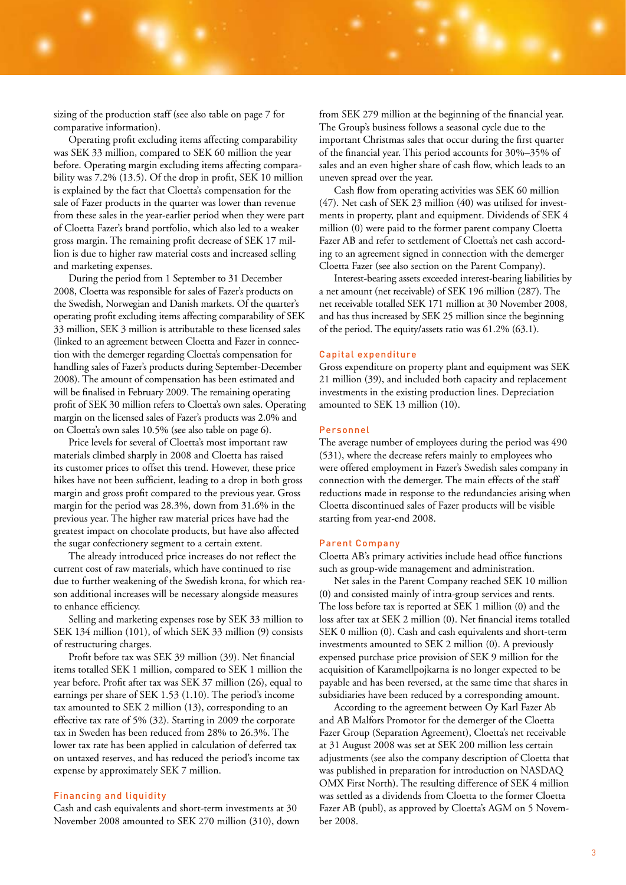sizing of the production staff (see also table on page 7 for comparative information).

Operating profit excluding items affecting comparability was SEK 33 million, compared to SEK 60 million the year before. Operating margin excluding items affecting comparability was 7.2% (13.5). Of the drop in profit, SEK 10 million is explained by the fact that Cloetta's compensation for the sale of Fazer products in the quarter was lower than revenue from these sales in the year-earlier period when they were part of Cloetta Fazer's brand portfolio, which also led to a weaker gross margin. The remaining profit decrease of SEK 17 million is due to higher raw material costs and increased selling and marketing expenses.

During the period from 1 September to 31 December 2008, Cloetta was responsible for sales of Fazer's products on the Swedish, Norwegian and Danish markets. Of the quarter's operating profit excluding items affecting comparability of SEK 33 million, SEK 3 million is attributable to these licensed sales (linked to an agreement between Cloetta and Fazer in connection with the demerger regarding Cloetta's compensation for handling sales of Fazer's products during September-December 2008). The amount of compensation has been estimated and will be finalised in February 2009. The remaining operating profit of SEK 30 million refers to Cloetta's own sales. Operating margin on the licensed sales of Fazer's products was 2.0% and on Cloetta's own sales 10.5% (see also table on page 6).

Price levels for several of Cloetta's most important raw materials climbed sharply in 2008 and Cloetta has raised its customer prices to offset this trend. However, these price hikes have not been sufficient, leading to a drop in both gross margin and gross profit compared to the previous year. Gross margin for the period was 28.3%, down from 31.6% in the previous year. The higher raw material prices have had the greatest impact on chocolate products, but have also affected the sugar confectionery segment to a certain extent.

The already introduced price increases do not reflect the current cost of raw materials, which have continued to rise due to further weakening of the Swedish krona, for which reason additional increases will be necessary alongside measures to enhance efficiency.

Selling and marketing expenses rose by SEK 33 million to SEK 134 million (101), of which SEK 33 million (9) consists of restructuring charges.

Profit before tax was SEK 39 million (39). Net financial items totalled SEK 1 million, compared to SEK 1 million the year before. Profit after tax was SEK 37 million (26), equal to earnings per share of SEK 1.53 (1.10). The period's income tax amounted to SEK 2 million (13), corresponding to an effective tax rate of 5% (32). Starting in 2009 the corporate tax in Sweden has been reduced from 28% to 26.3%. The lower tax rate has been applied in calculation of deferred tax on untaxed reserves, and has reduced the period's income tax expense by approximately SEK 7 million.

## Financing and liquidity

Cash and cash equivalents and short-term investments at 30 November 2008 amounted to SEK 270 million (310), down from SEK 279 million at the beginning of the financial year. The Group's business follows a seasonal cycle due to the important Christmas sales that occur during the first quarter of the financial year. This period accounts for 30%–35% of sales and an even higher share of cash flow, which leads to an uneven spread over the year.

Cash flow from operating activities was SEK 60 million (47). Net cash of SEK 23 million (40) was utilised for investments in property, plant and equipment. Dividends of SEK 4 million (0) were paid to the former parent company Cloetta Fazer AB and refer to settlement of Cloetta's net cash according to an agreement signed in connection with the demerger Cloetta Fazer (see also section on the Parent Company).

Interest-bearing assets exceeded interest-bearing liabilities by a net amount (net receivable) of SEK 196 million (287). The net receivable totalled SEK 171 million at 30 November 2008, and has thus increased by SEK 25 million since the beginning of the period. The equity/assets ratio was 61.2% (63.1).

## Capital expenditure

Gross expenditure on property plant and equipment was SEK 21 million (39), and included both capacity and replacement investments in the existing production lines. Depreciation amounted to SEK 13 million (10).

## Personnel

The average number of employees during the period was 490 (531), where the decrease refers mainly to employees who were offered employment in Fazer's Swedish sales company in connection with the demerger. The main effects of the staff reductions made in response to the redundancies arising when Cloetta discontinued sales of Fazer products will be visible starting from year-end 2008.

## Parent Company

Cloetta AB's primary activities include head office functions such as group-wide management and administration.

Net sales in the Parent Company reached SEK 10 million (0) and consisted mainly of intra-group services and rents. The loss before tax is reported at SEK 1 million (0) and the loss after tax at SEK 2 million (0). Net financial items totalled SEK 0 million (0). Cash and cash equivalents and short-term investments amounted to SEK 2 million (0). A previously expensed purchase price provision of SEK 9 million for the acquisition of Karamellpojkarna is no longer expected to be payable and has been reversed, at the same time that shares in subsidiaries have been reduced by a corresponding amount.

According to the agreement between Oy Karl Fazer Ab and AB Malfors Promotor for the demerger of the Cloetta Fazer Group (Separation Agreement), Cloetta's net receivable at 31 August 2008 was set at SEK 200 million less certain adjustments (see also the company description of Cloetta that was published in preparation for introduction on NASDAQ OMX First North). The resulting difference of SEK 4 million was settled as a dividends from Cloetta to the former Cloetta Fazer AB (publ), as approved by Cloetta's AGM on 5 November 2008.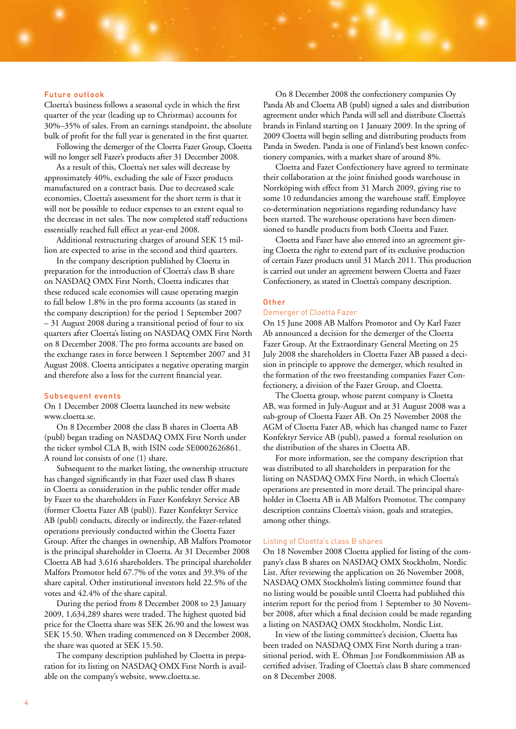## Future outlook

Cloetta's business follows a seasonal cycle in which the first quarter of the year (leading up to Christmas) accounts for 30%–35% of sales. From an earnings standpoint, the absolute bulk of profit for the full year is generated in the first quarter.

Following the demerger of the Cloetta Fazer Group, Cloetta will no longer sell Fazer's products after 31 December 2008.

As a result of this, Cloetta's net sales will decrease by approximately 40%, excluding the sale of Fazer products manufactured on a contract basis. Due to decreased scale economies, Cloetta's assessment for the short term is that it will not be possible to reduce expenses to an extent equal to the decrease in net sales. The now completed staff reductions essentially reached full effect at year-end 2008.

Additional restructuring charges of around SEK 15 million are expected to arise in the second and third quarters.

In the company description published by Cloetta in preparation for the introduction of Cloetta's class B share on NASDAQ OMX First North, Cloetta indicates that these reduced scale economies will cause operating margin to fall below 1.8% in the pro forma accounts (as stated in the company description) for the period 1 September 2007 – 31 August 2008 during a transitional period of four to six quarters after Cloetta's listing on NASDAQ OMX First North on 8 December 2008. The pro forma accounts are based on the exchange rates in force between 1 September 2007 and 31 August 2008. Cloetta anticipates a negative operating margin and therefore also a loss for the current financial year.

## Subsequent events

On 1 December 2008 Cloetta launched its new website www.cloetta.se.

On 8 December 2008 the class B shares in Cloetta AB (publ) began trading on NASDAQ OMX First North under the ticker symbol CLA B, with ISIN code SE0002626861. A round lot consists of one (1) share.

Subsequent to the market listing, the ownership structure has changed significantly in that Fazer used class B shares in Cloetta as consideration in the public tender offer made by Fazer to the shareholders in Fazer Konfektyr Service AB (former Cloetta Fazer AB (publ)). Fazer Konfektyr Service AB (publ) conducts, directly or indirectly, the Fazer-related operations previously conducted within the Cloetta Fazer Group. After the changes in ownership, AB Malfors Promotor is the principal shareholder in Cloetta. At 31 December 2008 Cloetta AB had 3,616 shareholders. The principal shareholder Malfors Promotor held 67.7% of the votes and 39.3% of the share capital. Other institutional investors held 22.5% of the votes and 42.4% of the share capital.

During the period from 8 December 2008 to 23 January 2009, 1,634,289 shares were traded. The highest quoted bid price for the Cloetta share was SEK 26.90 and the lowest was SEK 15.50. When trading commenced on 8 December 2008, the share was quoted at SEK 15.50.

The company description published by Cloetta in preparation for its listing on NASDAQ OMX First North is available on the company's website, www.cloetta.se.

On 8 December 2008 the confectionery companies Oy Panda Ab and Cloetta AB (publ) signed a sales and distribution agreement under which Panda will sell and distribute Cloetta's brands in Finland starting on 1 January 2009. In the spring of 2009 Cloetta will begin selling and distributing products from Panda in Sweden. Panda is one of Finland's best known confectionery companies, with a market share of around 8%.

Cloetta and Fazer Confectionery have agreed to terminate their collaboration at the joint finished goods warehouse in Norrköping with effect from 31 March 2009, giving rise to some 10 redundancies among the warehouse staff. Employee co-determination negotiations regarding redundancy have been started. The warehouse operations have been dimensioned to handle products from both Cloetta and Fazer.

Cloetta and Fazer have also entered into an agreement giving Cloetta the right to extend part of its exclusive production of certain Fazer products until 31 March 2011. This production is carried out under an agreement between Cloetta and Fazer Confectionery, as stated in Cloetta's company description.

## Other

### Demerger of Cloetta Fazer

On 15 June 2008 AB Malfors Promotor and Oy Karl Fazer Ab announced a decision for the demerger of the Cloetta Fazer Group. At the Extraordinary General Meeting on 25 July 2008 the shareholders in Cloetta Fazer AB passed a decision in principle to approve the demerger, which resulted in the formation of the two freestanding companies Fazer Confectionery, a division of the Fazer Group, and Cloetta.

The Cloetta group, whose parent company is Cloetta AB, was formed in July-August and at 31 August 2008 was a sub-group of Cloetta Fazer AB. On 25 November 2008 the AGM of Cloetta Fazer AB, which has changed name to Fazer Konfektyr Service AB (publ), passed a formal resolution on the distribution of the shares in Cloetta AB.

For more information, see the company description that was distributed to all shareholders in preparation for the listing on NASDAQ OMX First North, in which Cloetta's operations are presented in more detail. The principal shareholder in Cloetta AB is AB Malfors Promotor. The company description contains Cloetta's vision, goals and strategies, among other things.

### Listing of Cloetta's class B shares

On 18 November 2008 Cloetta applied for listing of the company's class B shares on NASDAQ OMX Stockholm, Nordic List. After reviewing the application on 26 November 2008, NASDAQ OMX Stockholm's listing committee found that no listing would be possible until Cloetta had published this interim report for the period from 1 September to 30 November 2008, after which a final decision could be made regarding a listing on NASDAQ OMX Stockholm, Nordic List.

In view of the listing committee's decision, Cloetta has been traded on NASDAQ OMX First North during a transitional period, with E. Öhman J:or Fondkommission AB as certified adviser. Trading of Cloetta's class B share commenced on 8 December 2008.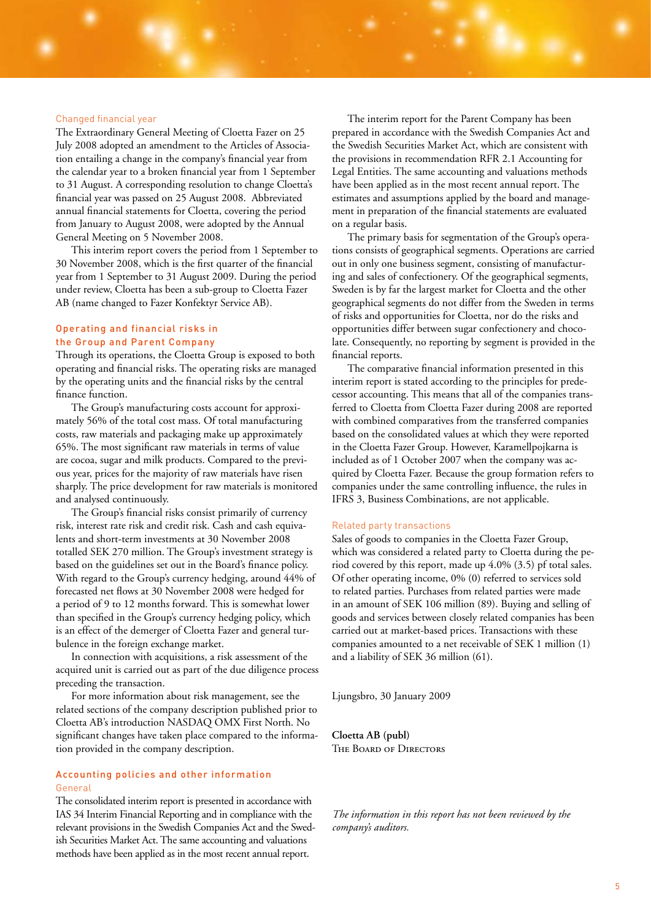### Changed financial year

The Extraordinary General Meeting of Cloetta Fazer on 25 July 2008 adopted an amendment to the Articles of Association entailing a change in the company's financial year from the calendar year to a broken financial year from 1 September to 31 August. A corresponding resolution to change Cloetta's financial year was passed on 25 August 2008. Abbreviated annual financial statements for Cloetta, covering the period from January to August 2008, were adopted by the Annual General Meeting on 5 November 2008.

This interim report covers the period from 1 September to 30 November 2008, which is the first quarter of the financial year from 1 September to 31 August 2009. During the period under review, Cloetta has been a sub-group to Cloetta Fazer AB (name changed to Fazer Konfektyr Service AB).

## Operating and financial risks in the Group and Parent Company

Through its operations, the Cloetta Group is exposed to both operating and financial risks. The operating risks are managed by the operating units and the financial risks by the central finance function.

The Group's manufacturing costs account for approximately 56% of the total cost mass. Of total manufacturing costs, raw materials and packaging make up approximately 65%. The most significant raw materials in terms of value are cocoa, sugar and milk products. Compared to the previous year, prices for the majority of raw materials have risen sharply. The price development for raw materials is monitored and analysed continuously.

The Group's financial risks consist primarily of currency risk, interest rate risk and credit risk. Cash and cash equivalents and short-term investments at 30 November 2008 totalled SEK 270 million. The Group's investment strategy is based on the guidelines set out in the Board's finance policy. With regard to the Group's currency hedging, around 44% of forecasted net flows at 30 November 2008 were hedged for a period of 9 to 12 months forward. This is somewhat lower than specified in the Group's currency hedging policy, which is an effect of the demerger of Cloetta Fazer and general turbulence in the foreign exchange market.

In connection with acquisitions, a risk assessment of the acquired unit is carried out as part of the due diligence process preceding the transaction.

For more information about risk management, see the related sections of the company description published prior to Cloetta AB's introduction NASDAQ OMX First North. No significant changes have taken place compared to the information provided in the company description.

## Accounting policies and other information

### General

The consolidated interim report is presented in accordance with IAS 34 Interim Financial Reporting and in compliance with the relevant provisions in the Swedish Companies Act and the Swedish Securities Market Act. The same accounting and valuations methods have been applied as in the most recent annual report.

The interim report for the Parent Company has been prepared in accordance with the Swedish Companies Act and the Swedish Securities Market Act, which are consistent with the provisions in recommendation RFR 2.1 Accounting for Legal Entities. The same accounting and valuations methods have been applied as in the most recent annual report. The estimates and assumptions applied by the board and management in preparation of the financial statements are evaluated on a regular basis.

The primary basis for segmentation of the Group's operations consists of geographical segments. Operations are carried out in only one business segment, consisting of manufacturing and sales of confectionery. Of the geographical segments, Sweden is by far the largest market for Cloetta and the other geographical segments do not differ from the Sweden in terms of risks and opportunities for Cloetta, nor do the risks and opportunities differ between sugar confectionery and chocolate. Consequently, no reporting by segment is provided in the financial reports.

The comparative financial information presented in this interim report is stated according to the principles for predecessor accounting. This means that all of the companies transferred to Cloetta from Cloetta Fazer during 2008 are reported with combined comparatives from the transferred companies based on the consolidated values at which they were reported in the Cloetta Fazer Group. However, Karamellpojkarna is included as of 1 October 2007 when the company was acquired by Cloetta Fazer. Because the group formation refers to companies under the same controlling influence, the rules in IFRS 3, Business Combinations, are not applicable.

### Related party transactions

Sales of goods to companies in the Cloetta Fazer Group, which was considered a related party to Cloetta during the period covered by this report, made up 4.0% (3.5) pf total sales. Of other operating income, 0% (0) referred to services sold to related parties. Purchases from related parties were made in an amount of SEK 106 million (89). Buying and selling of goods and services between closely related companies has been carried out at market-based prices. Transactions with these companies amounted to a net receivable of SEK 1 million (1) and a liability of SEK 36 million (61).

Ljungsbro, 30 January 2009

**Cloetta AB (publ)**
The Board of Directors

*The information in this report has not been reviewed by the company's auditors.*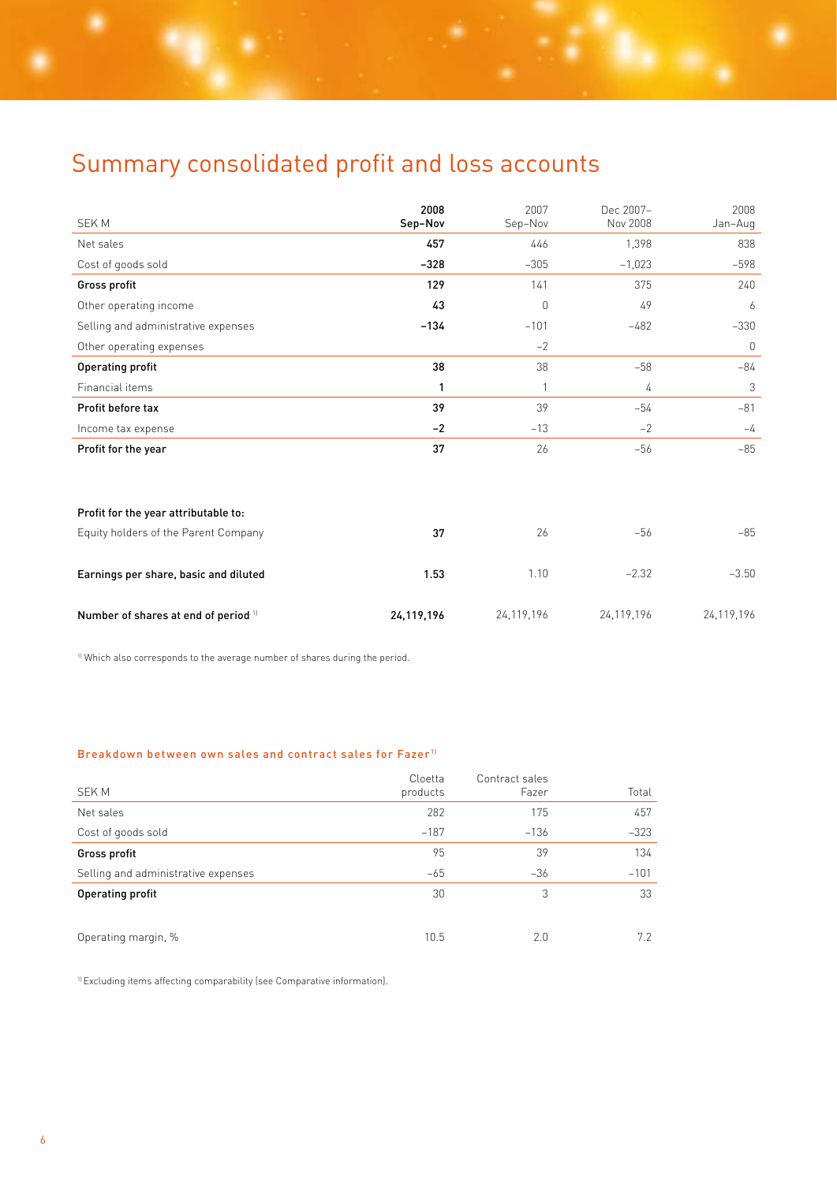# Summary consolidated profit and loss accounts

| SEK M | 2008 Sep–Nov | 2007 Sep–Nov | Dec 2007–Nov 2008 | 2008 Jan–Aug |
|---|---|---|---|---|
| Net sales | **457** | 446 | 1,398 | 838 |
| Cost of goods sold | **–328** | –305 | –1,023 | –598 |
| **Gross profit** | **129** | 141 | 375 | 240 |
| Other operating income | **43** | 0 | 49 | 6 |
| Selling and administrative expenses | **–134** | –101 | –482 | –330 |
| Other operating expenses | | –2 | | 0 |
| **Operating profit** | **38** | 38 | –58 | –84 |
| Financial items | **1** | 1 | 4 | 3 |
| **Profit before tax** | **39** | 39 | –54 | –81 |
| Income tax expense | **–2** | –13 | –2 | –4 |
| **Profit for the year** | **37** | 26 | –56 | –85 |
| | | | | |
| **Profit for the year attributable to:** | | | | |
| Equity holders of the Parent Company | **37** | 26 | –56 | –85 |
| | | | | |
| **Earnings per share, basic and diluted** | **1.53** | 1.10 | –2.32 | –3.50 |
| | | | | |
| **Number of shares at end of period** [1] | **24,119,196** | 24,119,196 | 24,119,196 | 24,119,196 |

[1] Which also corresponds to the average number of shares during the period.

### Breakdown between own sales and contract sales for Fazer[1]

| SEK M | Cloetta products | Contract sales Fazer | Total |
|---|---|---|---|
| Net sales | 282 | 175 | 457 |
| Cost of goods sold | –187 | –136 | –323 |
| **Gross profit** | 95 | 39 | 134 |
| Selling and administrative expenses | –65 | –36 | –101 |
| **Operating profit** | 30 | 3 | 33 |
| | | | |
| Operating margin, % | 10.5 | 2.0 | 7.2 |

[1] Excluding items affecting comparability (see Comparative information).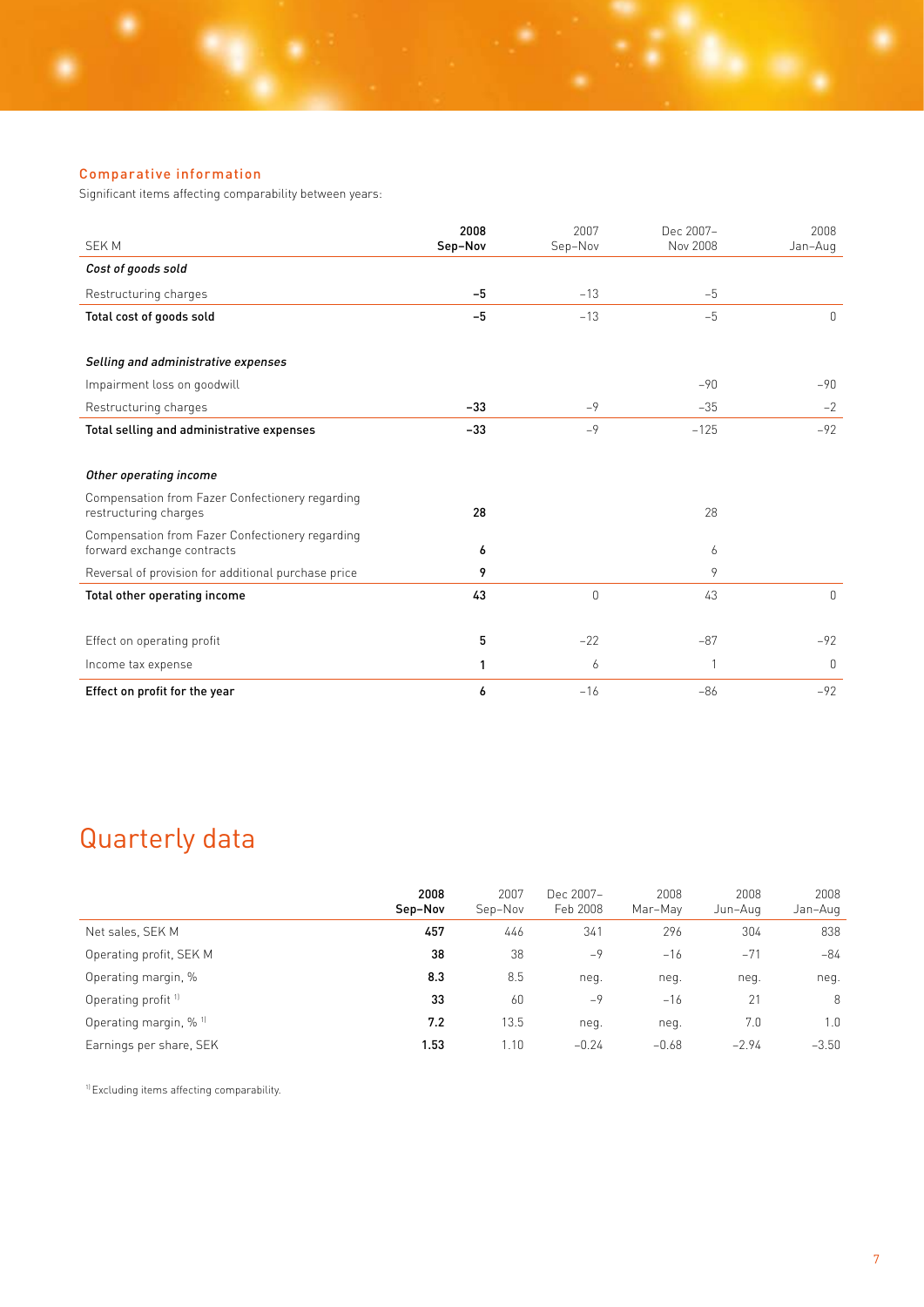### Comparative information

Significant items affecting comparability between years:

| SEK M | **2008 Sep–Nov** | 2007 Sep–Nov | Dec 2007– Nov 2008 | 2008 Jan–Aug |
|---|---|---|---|---|
| ***Cost of goods sold*** | | | | |
| Restructuring charges | **–5** | –13 | –5 | |
| **Total cost of goods sold** | **–5** | –13 | –5 | 0 |
| | | | | |
| ***Selling and administrative expenses*** | | | | |
| Impairment loss on goodwill | | | –90 | –90 |
| Restructuring charges | **–33** | –9 | –35 | –2 |
| **Total selling and administrative expenses** | **–33** | –9 | –125 | –92 |
| | | | | |
| ***Other operating income*** | | | | |
| Compensation from Fazer Confectionery regarding restructuring charges | **28** | | 28 | |
| Compensation from Fazer Confectionery regarding forward exchange contracts | **6** | | 6 | |
| Reversal of provision for additional purchase price | **9** | | 9 | |
| **Total other operating income** | **43** | 0 | 43 | 0 |
| | | | | |
| Effect on operating profit | **5** | –22 | –87 | –92 |
| Income tax expense | **1** | 6 | 1 | 0 |
| **Effect on profit for the year** | **6** | –16 | –86 | –92 |

# Quarterly data

| | **2008 Sep–Nov** | 2007 Sep–Nov | Dec 2007– Feb 2008 | 2008 Mar–May | 2008 Jun–Aug | 2008 Jan–Aug |
|---|---|---|---|---|---|---|
| Net sales, SEK M | **457** | 446 | 341 | 296 | 304 | 838 |
| Operating profit, SEK M | **38** | 38 | –9 | –16 | –71 | –84 |
| Operating margin, % | **8.3** | 8.5 | neg. | neg. | neg. | neg. |
| Operating profit [1] | **33** | 60 | –9 | –16 | 21 | 8 |
| Operating margin, % [1] | **7.2** | 13.5 | neg. | neg. | 7.0 | 1.0 |
| Earnings per share, SEK | **1.53** | 1.10 | –0.24 | –0.68 | –2.94 | –3.50 |

[1] Excluding items affecting comparability.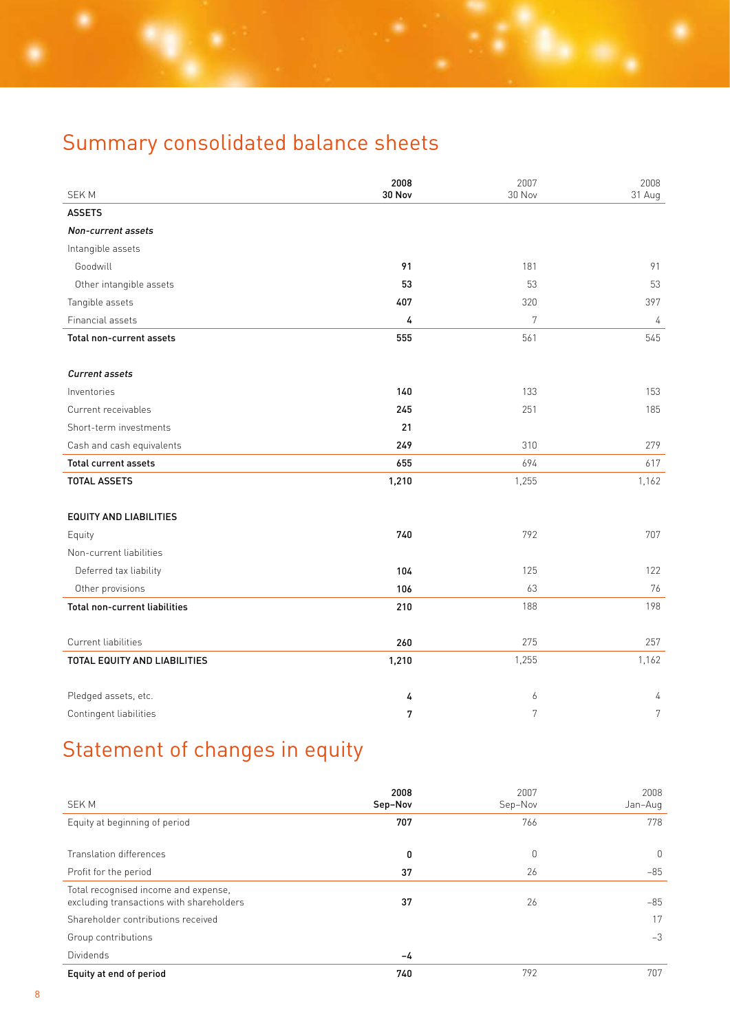# Summary consolidated balance sheets

| SEK M | 2008 30 Nov | 2007 30 Nov | 2008 31 Aug |
|---|---|---|---|
| **ASSETS** | | | |
| ***Non-current assets*** | | | |
| Intangible assets | | | |
| Goodwill | **91** | 181 | 91 |
| Other intangible assets | **53** | 53 | 53 |
| Tangible assets | **407** | 320 | 397 |
| Financial assets | **4** | 7 | 4 |
| **Total non-current assets** | **555** | 561 | 545 |
| | | | |
| ***Current assets*** | | | |
| Inventories | **140** | 133 | 153 |
| Current receivables | **245** | 251 | 185 |
| Short-term investments | **21** | | |
| Cash and cash equivalents | **249** | 310 | 279 |
| **Total current assets** | **655** | 694 | 617 |
| **TOTAL ASSETS** | **1,210** | 1,255 | 1,162 |
| | | | |
| **EQUITY AND LIABILITIES** | | | |
| Equity | **740** | 792 | 707 |
| Non-current liabilities | | | |
| Deferred tax liability | **104** | 125 | 122 |
| Other provisions | **106** | 63 | 76 |
| **Total non-current liabilities** | **210** | 188 | 198 |
| | | | |
| Current liabilities | **260** | 275 | 257 |
| **TOTAL EQUITY AND LIABILITIES** | **1,210** | 1,255 | 1,162 |
| | | | |
| Pledged assets, etc. | **4** | 6 | 4 |
| Contingent liabilities | **7** | 7 | 7 |

# Statement of changes in equity

| SEK M | 2008 Sep–Nov | 2007 Sep–Nov | 2008 Jan–Aug |
|---|---|---|---|
| Equity at beginning of period | **707** | 766 | 778 |
| | | | |
| Translation differences | **0** | 0 | 0 |
| Profit for the period | **37** | 26 | –85 |
| Total recognised income and expense, excluding transactions with shareholders | **37** | 26 | –85 |
| Shareholder contributions received | | | 17 |
| Group contributions | | | –3 |
| Dividends | **–4** | | |
| **Equity at end of period** | **740** | 792 | 707 |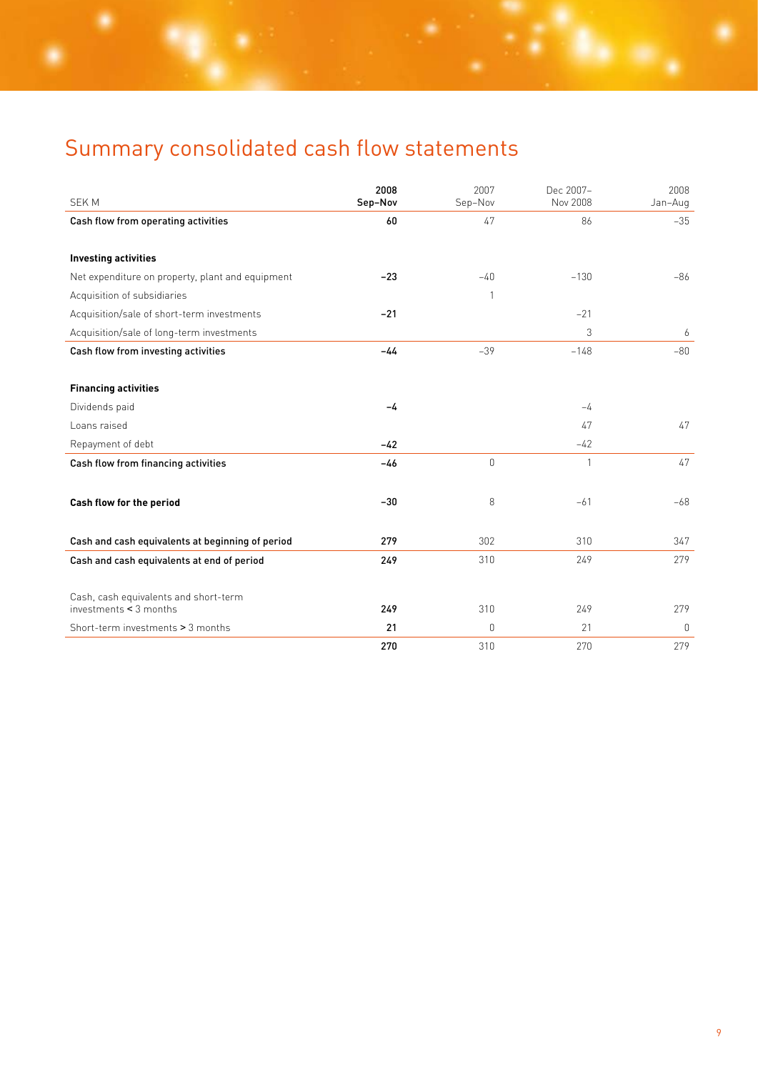# Summary consolidated cash flow statements

| SEK M | 2008 Sep–Nov | 2007 Sep–Nov | Dec 2007– Nov 2008 | 2008 Jan–Aug |
|---|---|---|---|---|
| **Cash flow from operating activities** | **60** | 47 | 86 | –35 |
| | | | | |
| **Investing activities** | | | | |
| Net expenditure on property, plant and equipment | **–23** | –40 | –130 | –86 |
| Acquisition of subsidiaries | | 1 | | |
| Acquisition/sale of short-term investments | **–21** | | –21 | |
| Acquisition/sale of long-term investments | | | 3 | 6 |
| **Cash flow from investing activities** | **–44** | –39 | –148 | –80 |
| | | | | |
| **Financing activities** | | | | |
| Dividends paid | **–4** | | –4 | |
| Loans raised | | | 47 | 47 |
| Repayment of debt | **–42** | | –42 | |
| **Cash flow from financing activities** | **–46** | 0 | 1 | 47 |
| | | | | |
| **Cash flow for the period** | **–30** | 8 | –61 | –68 |
| | | | | |
| **Cash and cash equivalents at beginning of period** | **279** | 302 | 310 | 347 |
| **Cash and cash equivalents at end of period** | **249** | 310 | 249 | 279 |
| | | | | |
| Cash, cash equivalents and short-term investments < 3 months | **249** | 310 | 249 | 279 |
| Short-term investments > 3 months | **21** | 0 | 21 | 0 |
| | **270** | 310 | 270 | 279 |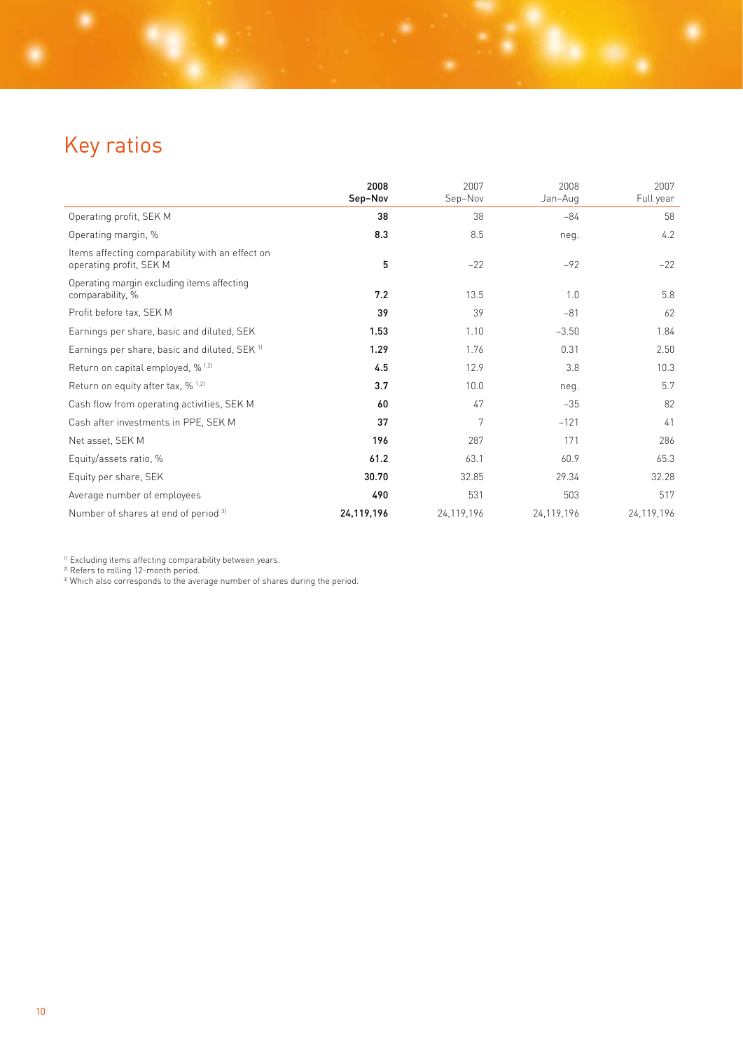# Key ratios

| | **2008 Sep–Nov** | 2007 Sep–Nov | 2008 Jan–Aug | 2007 Full year |
|---|---|---|---|---|
| Operating profit, SEK M | **38** | 38 | –84 | 58 |
| Operating margin, % | **8.3** | 8.5 | neg. | 4.2 |
| Items affecting comparability with an effect on operating profit, SEK M | **5** | –22 | –92 | –22 |
| Operating margin excluding items affecting comparability, % | **7.2** | 13.5 | 1.0 | 5.8 |
| Profit before tax, SEK M | **39** | 39 | –81 | 62 |
| Earnings per share, basic and diluted, SEK | **1.53** | 1.10 | –3.50 | 1.84 |
| Earnings per share, basic and diluted, SEK [1] | **1.29** | 1.76 | 0.31 | 2.50 |
| Return on capital employed, % [1,2] | **4.5** | 12.9 | 3.8 | 10.3 |
| Return on equity after tax, % [1,2] | **3.7** | 10.0 | neg. | 5.7 |
| Cash flow from operating activities, SEK M | **60** | 47 | –35 | 82 |
| Cash after investments in PPE, SEK M | **37** | 7 | –121 | 41 |
| Net asset, SEK M | **196** | 287 | 171 | 286 |
| Equity/assets ratio, % | **61.2** | 63.1 | 60.9 | 65.3 |
| Equity per share, SEK | **30.70** | 32.85 | 29.34 | 32.28 |
| Average number of employees | **490** | 531 | 503 | 517 |
| Number of shares at end of period [3] | **24,119,196** | 24,119,196 | 24,119,196 | 24,119,196 |

[1] Excluding items affecting comparability between years.
[2] Refers to rolling 12-month period.
[3] Which also corresponds to the average number of shares during the period.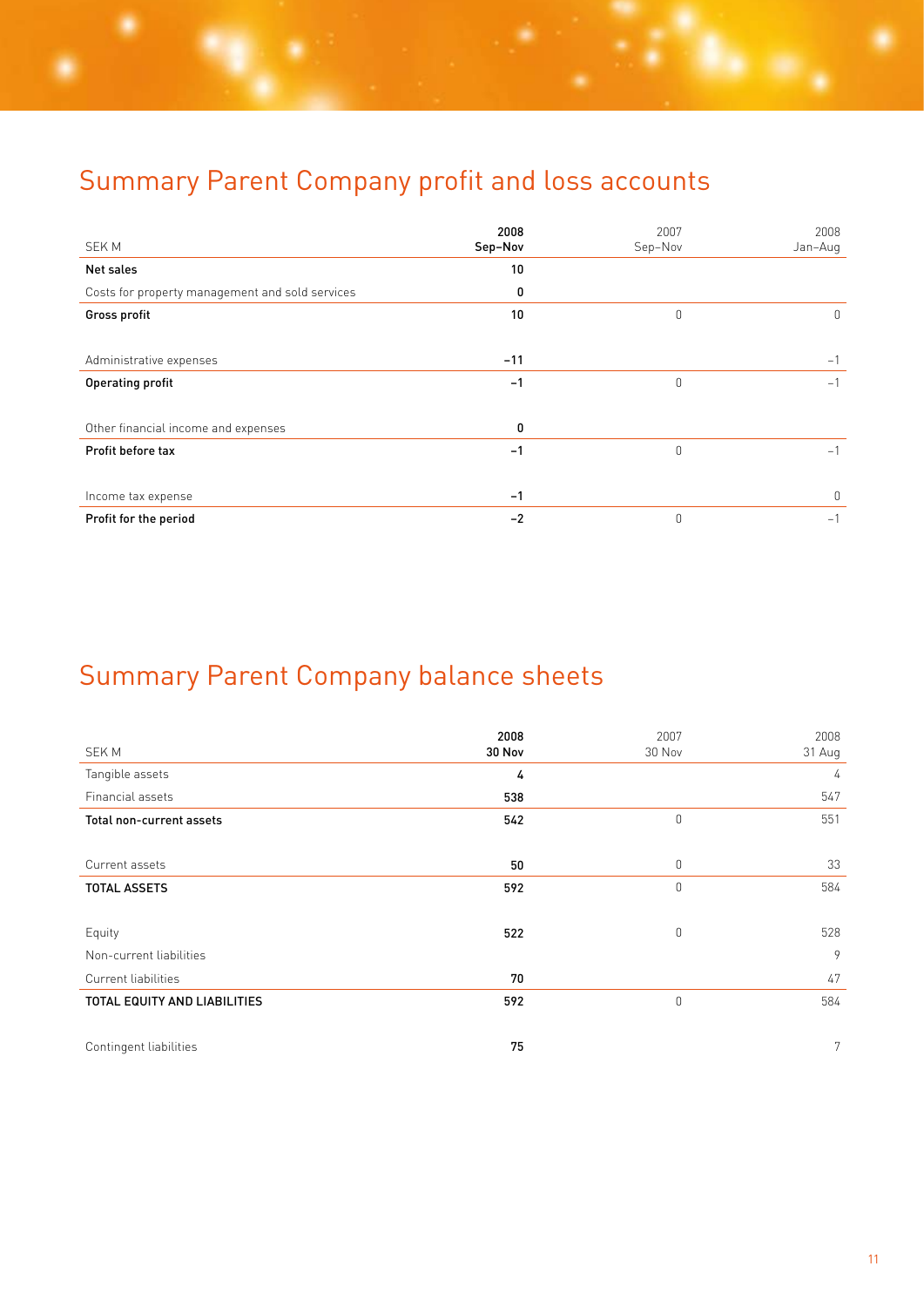## Summary Parent Company profit and loss accounts

| SEK M | 2008 Sep–Nov | 2007 Sep–Nov | 2008 Jan–Aug |
|---|---|---|---|
| **Net sales** | **10** | | |
| Costs for property management and sold services | **0** | | |
| **Gross profit** | **10** | 0 | 0 |
| | | | |
| Administrative expenses | **–11** | | –1 |
| **Operating profit** | **–1** | 0 | –1 |
| | | | |
| Other financial income and expenses | **0** | | |
| **Profit before tax** | **–1** | 0 | –1 |
| | | | |
| Income tax expense | **–1** | | 0 |
| **Profit for the period** | **–2** | 0 | –1 |

## Summary Parent Company balance sheets

| SEK M | 2008 30 Nov | 2007 30 Nov | 2008 31 Aug |
|---|---|---|---|
| Tangible assets | **4** | | 4 |
| Financial assets | **538** | | 547 |
| **Total non-current assets** | **542** | 0 | 551 |
| | | | |
| Current assets | **50** | 0 | 33 |
| **TOTAL ASSETS** | **592** | 0 | 584 |
| | | | |
| Equity | **522** | 0 | 528 |
| Non-current liabilities | | | 9 |
| Current liabilities | **70** | | 47 |
| **TOTAL EQUITY AND LIABILITIES** | **592** | 0 | 584 |
| | | | |
| Contingent liabilities | **75** | | 7 |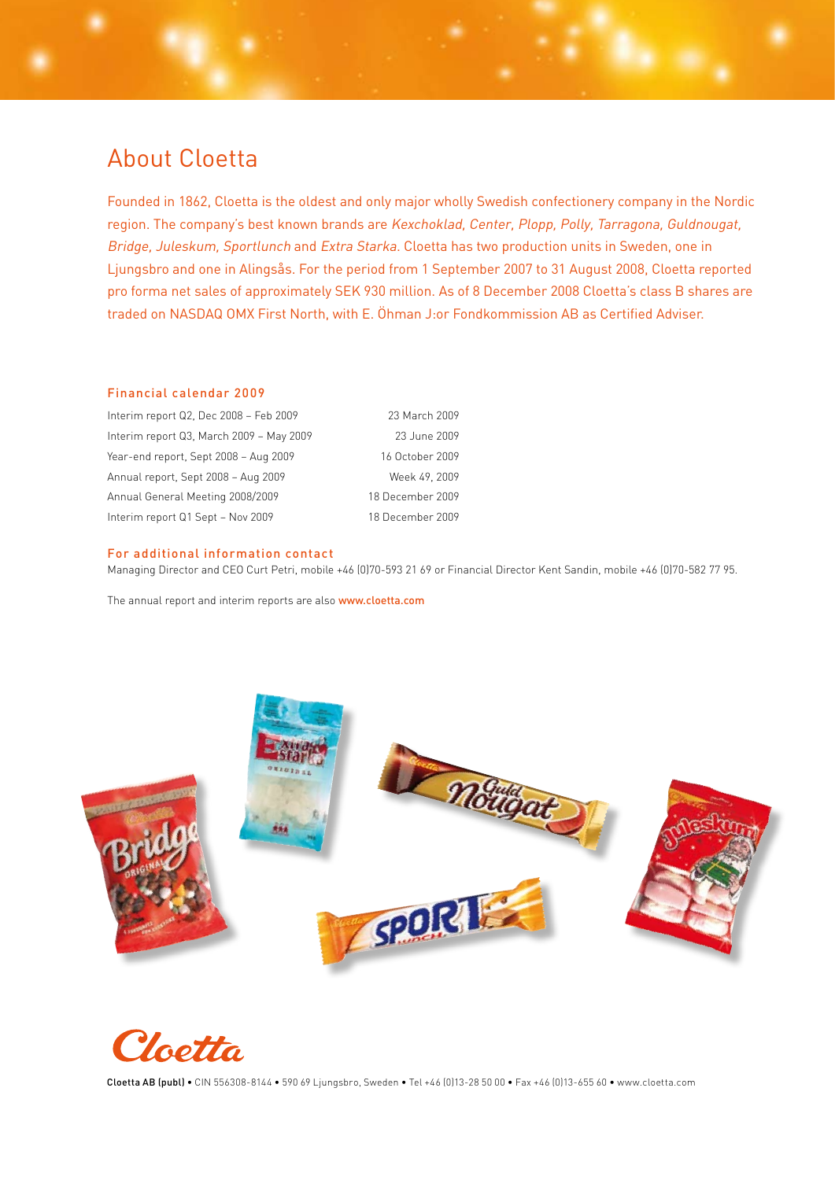# About Cloetta

Founded in 1862, Cloetta is the oldest and only major wholly Swedish confectionery company in the Nordic region. The company's best known brands are *Kexchoklad, Center, Plopp, Polly, Tarragona, Guldnougat, Bridge, Juleskum, Sportlunch* and *Extra Starka*. Cloetta has two production units in Sweden, one in Ljungsbro and one in Alingsås. For the period from 1 September 2007 to 31 August 2008, Cloetta reported pro forma net sales of approximately SEK 930 million. As of 8 December 2008 Cloetta's class B shares are traded on NASDAQ OMX First North, with E. Öhman J:or Fondkommission AB as Certified Adviser.

## Financial calendar 2009

| | |
|---|---|
| Interim report Q2, Dec 2008 – Feb 2009 | 23 March 2009 |
| Interim report Q3, March 2009 – May 2009 | 23 June 2009 |
| Year-end report, Sept 2008 – Aug 2009 | 16 October 2009 |
| Annual report, Sept 2008 – Aug 2009 | Week 49, 2009 |
| Annual General Meeting 2008/2009 | 18 December 2009 |
| Interim report Q1 Sept – Nov 2009 | 18 December 2009 |

## For additional information contact

Managing Director and CEO Curt Petri, mobile +46 (0)70-593 21 69 or Financial Director Kent Sandin, mobile +46 (0)70-582 77 95.

The annual report and interim reports are also www.cloetta.com

Cloetta

**Cloetta AB (publ)** • CIN 556308-8144 • 590 69 Ljungsbro, Sweden • Tel +46 (0)13-28 50 00 • Fax +46 (0)13-655 60 • www.cloetta.com